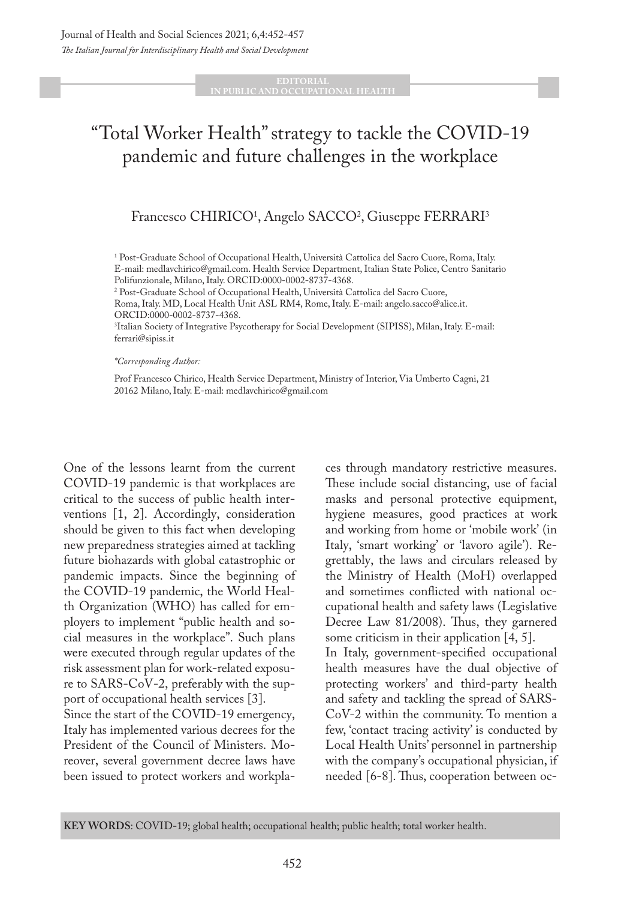EDITORIAL
IN PUBLIC AND OCCUPATIONAL HEALTH

# "Total Worker Health" strategy to tackle the COVID-19 pandemic and future challenges in the workplace

Francesco CHIRICO[1], Angelo SACCO[2], Giuseppe FERRARI[3]

[1] Post-Graduate School of Occupational Health, Università Cattolica del Sacro Cuore, Roma, Italy. E-mail: medlavchirico@gmail.com. Health Service Department, Italian State Police, Centro Sanitario Polifunzionale, Milano, Italy. ORCID:0000-0002-8737-4368.
[2] Post-Graduate School of Occupational Health, Università Cattolica del Sacro Cuore, Roma, Italy. MD, Local Health Unit ASL RM4, Rome, Italy. E-mail: angelo.sacco@alice.it. ORCID:0000-0002-8737-4368.
[3] Italian Society of Integrative Psycotherapy for Social Development (SIPISS), Milan, Italy. E-mail: ferrari@sipiss.it

*\*Corresponding Author:*

Prof Francesco Chirico, Health Service Department, Ministry of Interior, Via Umberto Cagni, 21 20162 Milano, Italy. E-mail: medlavchirico@gmail.com

One of the lessons learnt from the current COVID-19 pandemic is that workplaces are critical to the success of public health interventions [1, 2]. Accordingly, consideration should be given to this fact when developing new preparedness strategies aimed at tackling future biohazards with global catastrophic or pandemic impacts. Since the beginning of the COVID-19 pandemic, the World Health Organization (WHO) has called for employers to implement "public health and social measures in the workplace". Such plans were executed through regular updates of the risk assessment plan for work-related exposure to SARS-CoV-2, preferably with the support of occupational health services [3].

Since the start of the COVID-19 emergency, Italy has implemented various decrees for the President of the Council of Ministers. Moreover, several government decree laws have been issued to protect workers and workplaces through mandatory restrictive measures. These include social distancing, use of facial masks and personal protective equipment, hygiene measures, good practices at work and working from home or 'mobile work' (in Italy, 'smart working' or 'lavoro agile'). Regrettably, the laws and circulars released by the Ministry of Health (MoH) overlapped and sometimes conflicted with national occupational health and safety laws (Legislative Decree Law 81/2008). Thus, they garnered some criticism in their application [4, 5].

In Italy, government-specified occupational health measures have the dual objective of protecting workers' and third-party health and safety and tackling the spread of SARS-CoV-2 within the community. To mention a few, 'contact tracing activity' is conducted by Local Health Units' personnel in partnership with the company's occupational physician, if needed [6-8]. Thus, cooperation between oc-

**KEY WORDS**: COVID-19; global health; occupational health; public health; total worker health.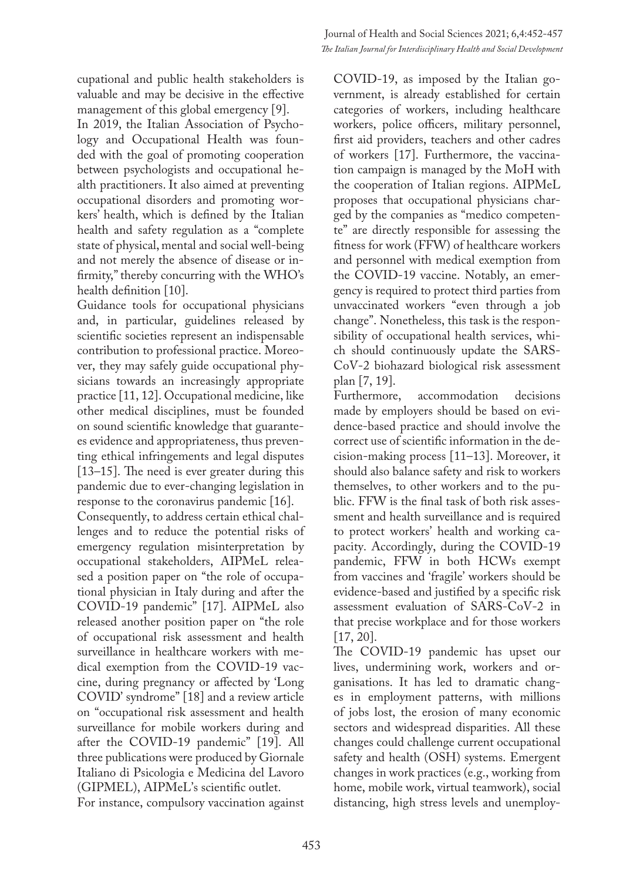cupational and public health stakeholders is valuable and may be decisive in the effective management of this global emergency [9].

In 2019, the Italian Association of Psychology and Occupational Health was founded with the goal of promoting cooperation between psychologists and occupational health practitioners. It also aimed at preventing occupational disorders and promoting workers' health, which is defined by the Italian health and safety regulation as a "complete state of physical, mental and social well-being and not merely the absence of disease or infirmity," thereby concurring with the WHO's health definition [10].

Guidance tools for occupational physicians and, in particular, guidelines released by scientific societies represent an indispensable contribution to professional practice. Moreover, they may safely guide occupational physicians towards an increasingly appropriate practice [11, 12]. Occupational medicine, like other medical disciplines, must be founded on sound scientific knowledge that guarantees evidence and appropriateness, thus preventing ethical infringements and legal disputes [13–15]. The need is ever greater during this pandemic due to ever-changing legislation in response to the coronavirus pandemic [16].

Consequently, to address certain ethical challenges and to reduce the potential risks of emergency regulation misinterpretation by occupational stakeholders, AIPMeL released a position paper on "the role of occupational physician in Italy during and after the COVID-19 pandemic" [17]. AIPMeL also released another position paper on "the role of occupational risk assessment and health surveillance in healthcare workers with medical exemption from the COVID-19 vaccine, during pregnancy or affected by 'Long COVID' syndrome" [18] and a review article on "occupational risk assessment and health surveillance for mobile workers during and after the COVID-19 pandemic" [19]. All three publications were produced by Giornale Italiano di Psicologia e Medicina del Lavoro (GIPMEL), AIPMeL's scientific outlet.

For instance, compulsory vaccination against COVID-19, as imposed by the Italian government, is already established for certain categories of workers, including healthcare workers, police officers, military personnel, first aid providers, teachers and other cadres of workers [17]. Furthermore, the vaccination campaign is managed by the MoH with the cooperation of Italian regions. AIPMeL proposes that occupational physicians charged by the companies as "medico competente" are directly responsible for assessing the fitness for work (FFW) of healthcare workers and personnel with medical exemption from the COVID-19 vaccine. Notably, an emergency is required to protect third parties from unvaccinated workers "even through a job change". Nonetheless, this task is the responsibility of occupational health services, which should continuously update the SARS-CoV-2 biohazard biological risk assessment plan [7, 19].

Furthermore, accommodation decisions made by employers should be based on evidence-based practice and should involve the correct use of scientific information in the decision-making process [11–13]. Moreover, it should also balance safety and risk to workers themselves, to other workers and to the public. FFW is the final task of both risk assessment and health surveillance and is required to protect workers' health and working capacity. Accordingly, during the COVID-19 pandemic, FFW in both HCWs exempt from vaccines and 'fragile' workers should be evidence-based and justified by a specific risk assessment evaluation of SARS-CoV-2 in that precise workplace and for those workers [17, 20].

The COVID-19 pandemic has upset our lives, undermining work, workers and organisations. It has led to dramatic changes in employment patterns, with millions of jobs lost, the erosion of many economic sectors and widespread disparities. All these changes could challenge current occupational safety and health (OSH) systems. Emergent changes in work practices (e.g., working from home, mobile work, virtual teamwork), social distancing, high stress levels and unemploy-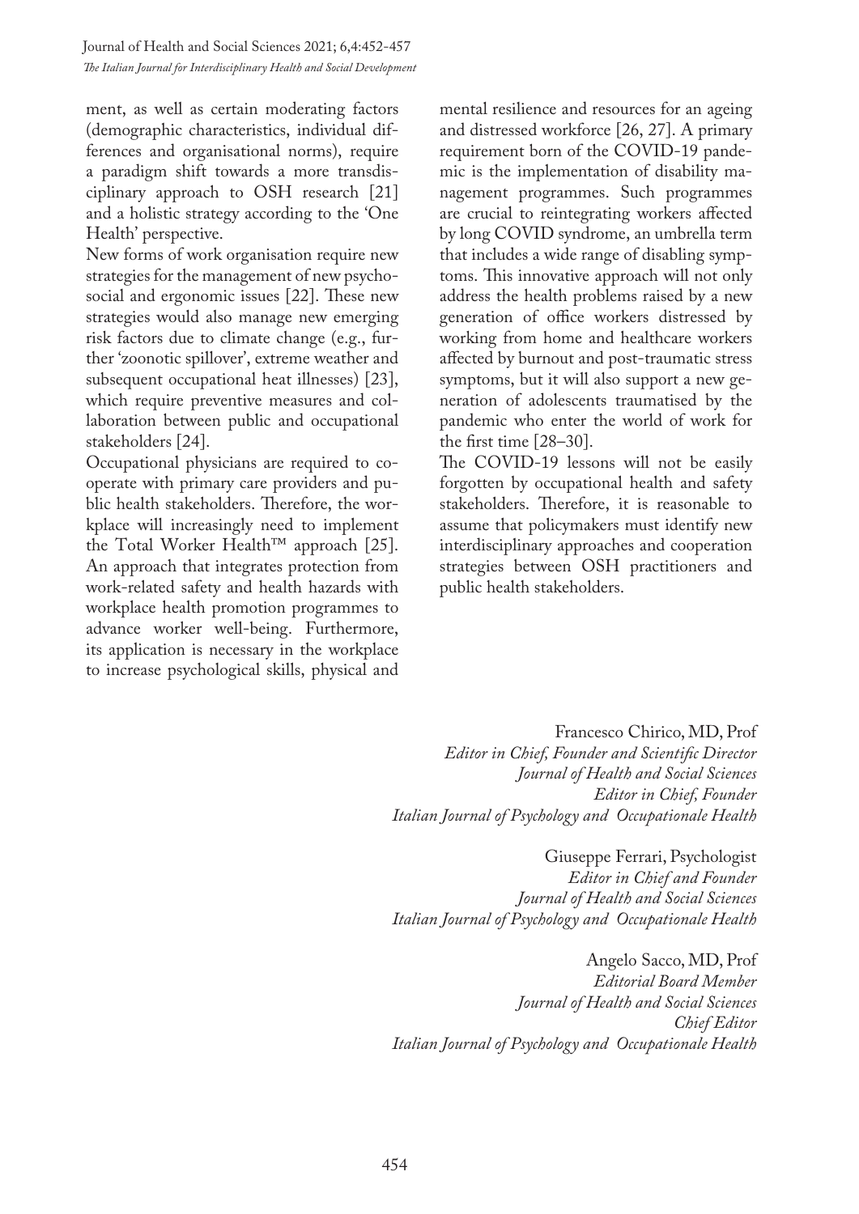ment, as well as certain moderating factors (demographic characteristics, individual differences and organisational norms), require a paradigm shift towards a more transdisciplinary approach to OSH research [21] and a holistic strategy according to the 'One Health' perspective.

New forms of work organisation require new strategies for the management of new psychosocial and ergonomic issues [22]. These new strategies would also manage new emerging risk factors due to climate change (e.g., further 'zoonotic spillover', extreme weather and subsequent occupational heat illnesses) [23], which require preventive measures and collaboration between public and occupational stakeholders [24].

Occupational physicians are required to cooperate with primary care providers and public health stakeholders. Therefore, the workplace will increasingly need to implement the Total Worker Health™ approach [25]. An approach that integrates protection from work-related safety and health hazards with workplace health promotion programmes to advance worker well-being. Furthermore, its application is necessary in the workplace to increase psychological skills, physical and mental resilience and resources for an ageing and distressed workforce [26, 27]. A primary requirement born of the COVID-19 pandemic is the implementation of disability management programmes. Such programmes are crucial to reintegrating workers affected by long COVID syndrome, an umbrella term that includes a wide range of disabling symptoms. This innovative approach will not only address the health problems raised by a new generation of office workers distressed by working from home and healthcare workers affected by burnout and post-traumatic stress symptoms, but it will also support a new generation of adolescents traumatised by the pandemic who enter the world of work for the first time [28–30].

The COVID-19 lessons will not be easily forgotten by occupational health and safety stakeholders. Therefore, it is reasonable to assume that policymakers must identify new interdisciplinary approaches and cooperation strategies between OSH practitioners and public health stakeholders.

Francesco Chirico, MD, Prof
*Editor in Chief, Founder and Scientific Director*
*Journal of Health and Social Sciences*
*Editor in Chief, Founder*
*Italian Journal of Psychology and Occupationale Health*

Giuseppe Ferrari, Psychologist
*Editor in Chief and Founder*
*Journal of Health and Social Sciences*
*Italian Journal of Psychology and Occupationale Health*

Angelo Sacco, MD, Prof
*Editorial Board Member*
*Journal of Health and Social Sciences*
*Chief Editor*
*Italian Journal of Psychology and Occupationale Health*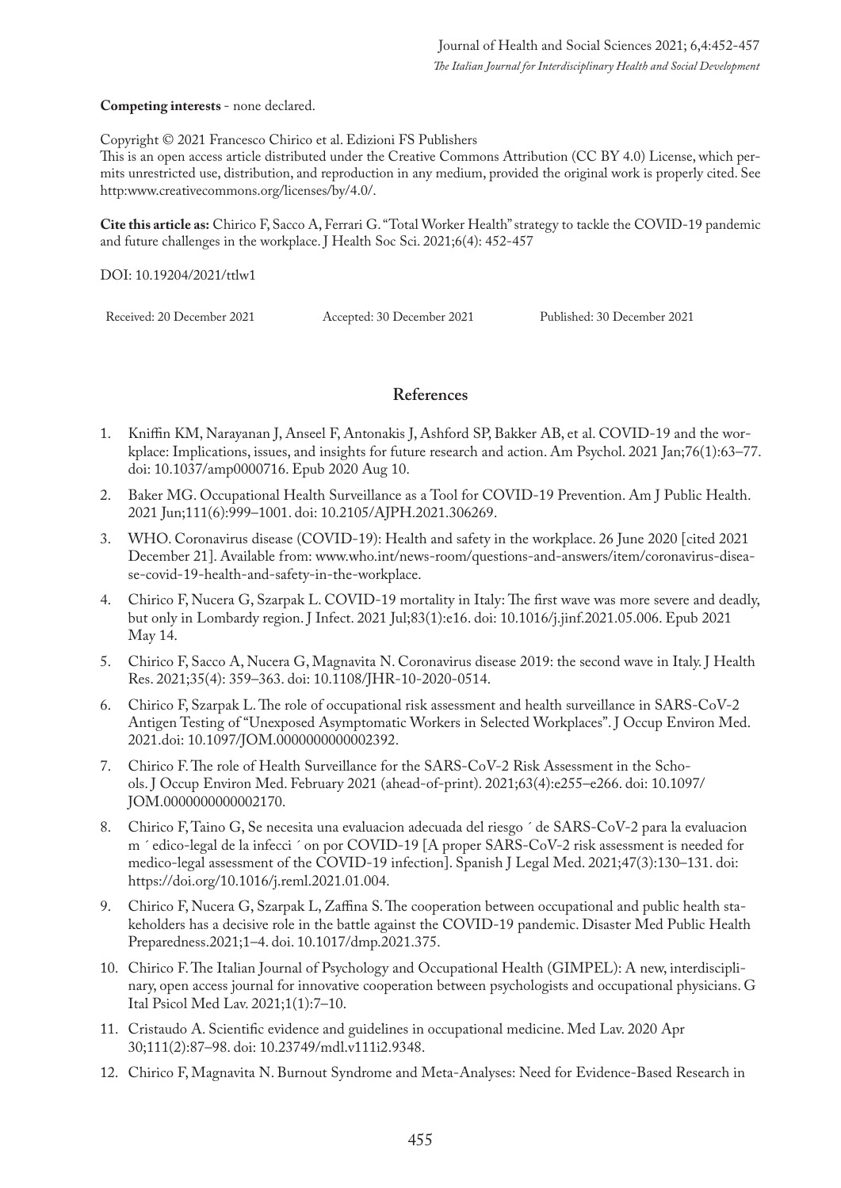**Competing interests** - none declared.

Copyright © 2021 Francesco Chirico et al. Edizioni FS Publishers
This is an open access article distributed under the Creative Commons Attribution (CC BY 4.0) License, which permits unrestricted use, distribution, and reproduction in any medium, provided the original work is properly cited. See http:www.creativecommons.org/licenses/by/4.0/.

**Cite this article as:** Chirico F, Sacco A, Ferrari G. "Total Worker Health" strategy to tackle the COVID-19 pandemic and future challenges in the workplace. J Health Soc Sci. 2021;6(4): 452-457

DOI: 10.19204/2021/ttlw1

Received: 20 December 2021 Accepted: 30 December 2021 Published: 30 December 2021

## References

1. Kniffin KM, Narayanan J, Anseel F, Antonakis J, Ashford SP, Bakker AB, et al. COVID-19 and the workplace: Implications, issues, and insights for future research and action. Am Psychol. 2021 Jan;76(1):63–77. doi: 10.1037/amp0000716. Epub 2020 Aug 10.
2. Baker MG. Occupational Health Surveillance as a Tool for COVID-19 Prevention. Am J Public Health. 2021 Jun;111(6):999–1001. doi: 10.2105/AJPH.2021.306269.
3. WHO. Coronavirus disease (COVID-19): Health and safety in the workplace. 26 June 2020 [cited 2021 December 21]. Available from: www.who.int/news-room/questions-and-answers/item/coronavirus-disease-covid-19-health-and-safety-in-the-workplace.
4. Chirico F, Nucera G, Szarpak L. COVID-19 mortality in Italy: The first wave was more severe and deadly, but only in Lombardy region. J Infect. 2021 Jul;83(1):e16. doi: 10.1016/j.jinf.2021.05.006. Epub 2021 May 14.
5. Chirico F, Sacco A, Nucera G, Magnavita N. Coronavirus disease 2019: the second wave in Italy. J Health Res. 2021;35(4): 359–363. doi: 10.1108/JHR-10-2020-0514.
6. Chirico F, Szarpak L. The role of occupational risk assessment and health surveillance in SARS-CoV-2 Antigen Testing of "Unexposed Asymptomatic Workers in Selected Workplaces". J Occup Environ Med. 2021.doi: 10.1097/JOM.0000000000002392.
7. Chirico F. The role of Health Surveillance for the SARS-CoV-2 Risk Assessment in the Schools. J Occup Environ Med. February 2021 (ahead-of-print). 2021;63(4):e255–e266. doi: 10.1097/JOM.0000000000002170.
8. Chirico F, Taino G, Se necesita una evaluacion adecuada del riesgo ´ de SARS-CoV-2 para la evaluacion m ´ edico-legal de la infecci ´ on por COVID-19 [A proper SARS-CoV-2 risk assessment is needed for medico-legal assessment of the COVID-19 infection]. Spanish J Legal Med. 2021;47(3):130–131. doi: https://doi.org/10.1016/j.reml.2021.01.004.
9. Chirico F, Nucera G, Szarpak L, Zaffina S. The cooperation between occupational and public health stakeholders has a decisive role in the battle against the COVID-19 pandemic. Disaster Med Public Health Preparedness.2021;1–4. doi. 10.1017/dmp.2021.375.
10. Chirico F. The Italian Journal of Psychology and Occupational Health (GIMPEL): A new, interdisciplinary, open access journal for innovative cooperation between psychologists and occupational physicians. G Ital Psicol Med Lav. 2021;1(1):7–10.
11. Cristaudo A. Scientific evidence and guidelines in occupational medicine. Med Lav. 2020 Apr 30;111(2):87–98. doi: 10.23749/mdl.v111i2.9348.
12. Chirico F, Magnavita N. Burnout Syndrome and Meta-Analyses: Need for Evidence-Based Research in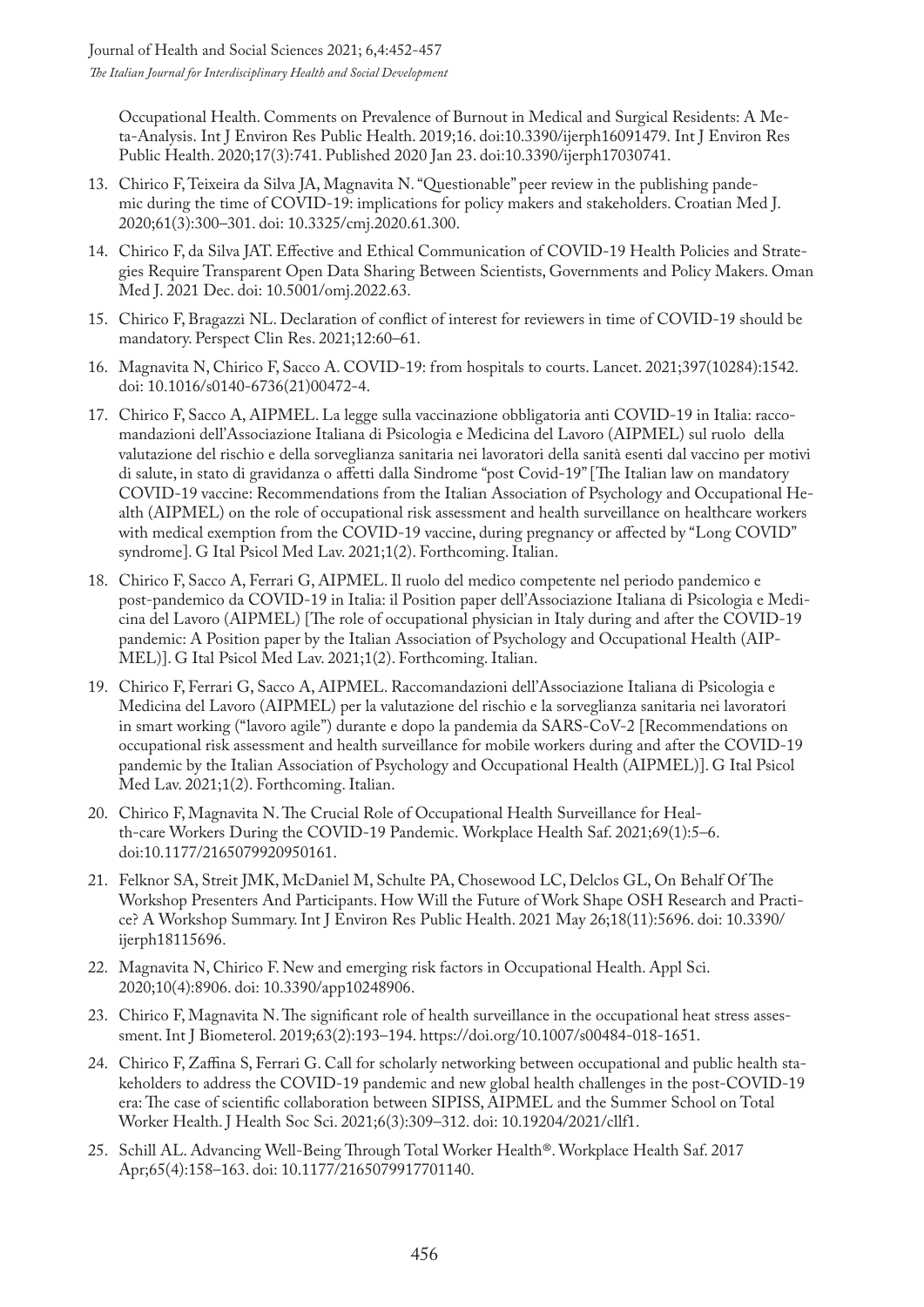Occupational Health. Comments on Prevalence of Burnout in Medical and Surgical Residents: A Meta-Analysis. Int J Environ Res Public Health. 2019;16. doi:10.3390/ijerph16091479. Int J Environ Res Public Health. 2020;17(3):741. Published 2020 Jan 23. doi:10.3390/ijerph17030741.

13. Chirico F, Teixeira da Silva JA, Magnavita N. "Questionable" peer review in the publishing pandemic during the time of COVID-19: implications for policy makers and stakeholders. Croatian Med J. 2020;61(3):300–301. doi: 10.3325/cmj.2020.61.300.
14. Chirico F, da Silva JAT. Effective and Ethical Communication of COVID-19 Health Policies and Strategies Require Transparent Open Data Sharing Between Scientists, Governments and Policy Makers. Oman Med J. 2021 Dec. doi: 10.5001/omj.2022.63.
15. Chirico F, Bragazzi NL. Declaration of conflict of interest for reviewers in time of COVID-19 should be mandatory. Perspect Clin Res. 2021;12:60–61.
16. Magnavita N, Chirico F, Sacco A. COVID-19: from hospitals to courts. Lancet. 2021;397(10284):1542. doi: 10.1016/s0140-6736(21)00472-4.
17. Chirico F, Sacco A, AIPMEL. La legge sulla vaccinazione obbligatoria anti COVID-19 in Italia: raccomandazioni dell'Associazione Italiana di Psicologia e Medicina del Lavoro (AIPMEL) sul ruolo della valutazione del rischio e della sorveglianza sanitaria nei lavoratori della sanità esenti dal vaccino per motivi di salute, in stato di gravidanza o affetti dalla Sindrome "post Covid-19" [The Italian law on mandatory COVID-19 vaccine: Recommendations from the Italian Association of Psychology and Occupational Health (AIPMEL) on the role of occupational risk assessment and health surveillance on healthcare workers with medical exemption from the COVID-19 vaccine, during pregnancy or affected by "Long COVID" syndrome]. G Ital Psicol Med Lav. 2021;1(2). Forthcoming. Italian.
18. Chirico F, Sacco A, Ferrari G, AIPMEL. Il ruolo del medico competente nel periodo pandemico e post-pandemico da COVID-19 in Italia: il Position paper dell'Associazione Italiana di Psicologia e Medicina del Lavoro (AIPMEL) [The role of occupational physician in Italy during and after the COVID-19 pandemic: A Position paper by the Italian Association of Psychology and Occupational Health (AIPMEL)]. G Ital Psicol Med Lav. 2021;1(2). Forthcoming. Italian.
19. Chirico F, Ferrari G, Sacco A, AIPMEL. Raccomandazioni dell'Associazione Italiana di Psicologia e Medicina del Lavoro (AIPMEL) per la valutazione del rischio e la sorveglianza sanitaria nei lavoratori in smart working ("lavoro agile") durante e dopo la pandemia da SARS-CoV-2 [Recommendations on occupational risk assessment and health surveillance for mobile workers during and after the COVID-19 pandemic by the Italian Association of Psychology and Occupational Health (AIPMEL)]. G Ital Psicol Med Lav. 2021;1(2). Forthcoming. Italian.
20. Chirico F, Magnavita N. The Crucial Role of Occupational Health Surveillance for Health-care Workers During the COVID-19 Pandemic. Workplace Health Saf. 2021;69(1):5–6. doi:10.1177/2165079920950161.
21. Felknor SA, Streit JMK, McDaniel M, Schulte PA, Chosewood LC, Delclos GL, On Behalf Of The Workshop Presenters And Participants. How Will the Future of Work Shape OSH Research and Practice? A Workshop Summary. Int J Environ Res Public Health. 2021 May 26;18(11):5696. doi: 10.3390/ijerph18115696.
22. Magnavita N, Chirico F. New and emerging risk factors in Occupational Health. Appl Sci. 2020;10(4):8906. doi: 10.3390/app10248906.
23. Chirico F, Magnavita N. The significant role of health surveillance in the occupational heat stress assessment. Int J Biometerol. 2019;63(2):193–194. https://doi.org/10.1007/s00484-018-1651.
24. Chirico F, Zaffina S, Ferrari G. Call for scholarly networking between occupational and public health stakeholders to address the COVID-19 pandemic and new global health challenges in the post-COVID-19 era: The case of scientific collaboration between SIPISS, AIPMEL and the Summer School on Total Worker Health. J Health Soc Sci. 2021;6(3):309–312. doi: 10.19204/2021/cllf1.
25. Schill AL. Advancing Well-Being Through Total Worker Health®. Workplace Health Saf. 2017 Apr;65(4):158–163. doi: 10.1177/2165079917701140.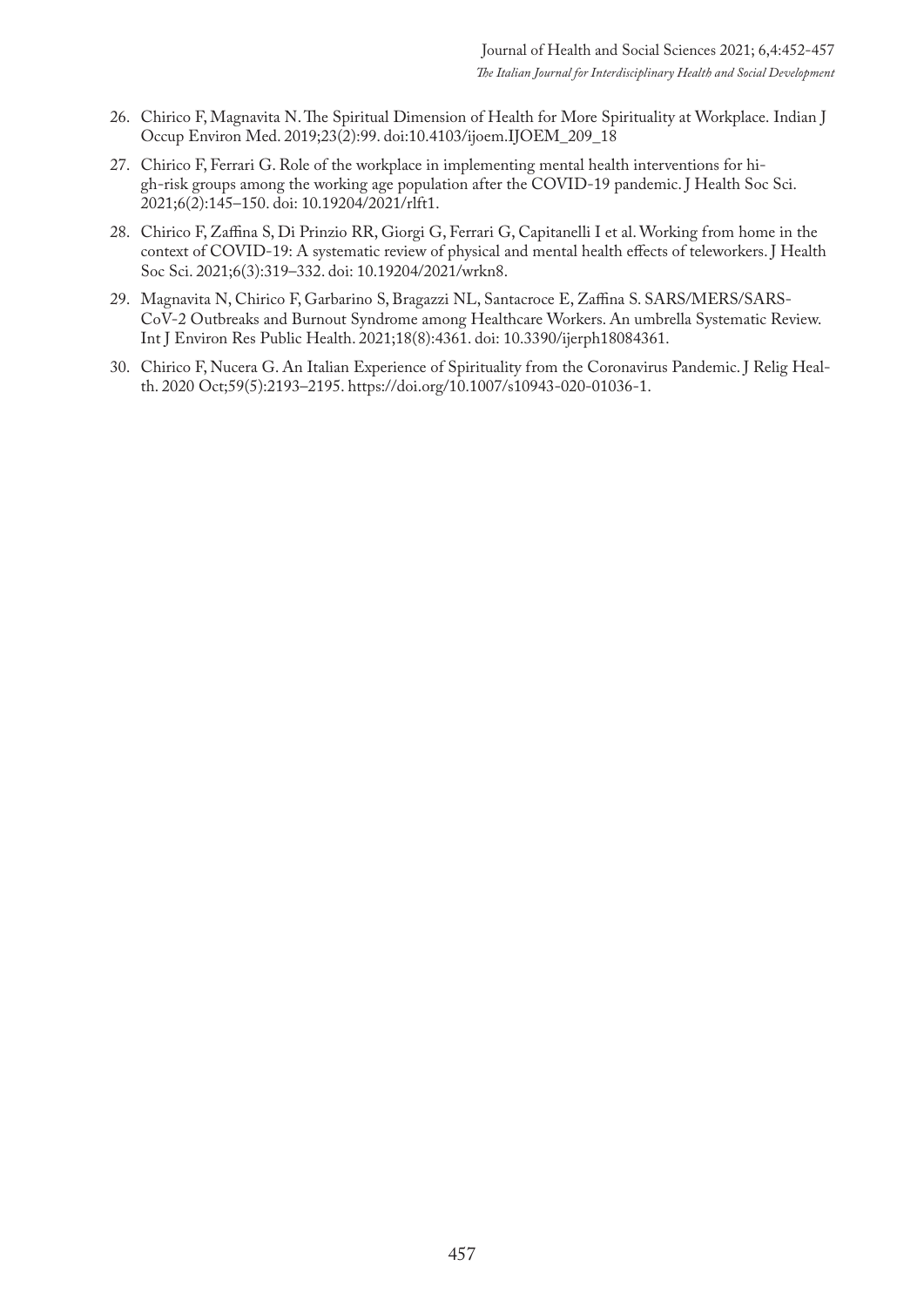26. Chirico F, Magnavita N. The Spiritual Dimension of Health for More Spirituality at Workplace. Indian J Occup Environ Med. 2019;23(2):99. doi:10.4103/ijoem.IJOEM_209_18
27. Chirico F, Ferrari G. Role of the workplace in implementing mental health interventions for high-risk groups among the working age population after the COVID-19 pandemic. J Health Soc Sci. 2021;6(2):145–150. doi: 10.19204/2021/rlft1.
28. Chirico F, Zaffina S, Di Prinzio RR, Giorgi G, Ferrari G, Capitanelli I et al. Working from home in the context of COVID-19: A systematic review of physical and mental health effects of teleworkers. J Health Soc Sci. 2021;6(3):319–332. doi: 10.19204/2021/wrkn8.
29. Magnavita N, Chirico F, Garbarino S, Bragazzi NL, Santacroce E, Zaffina S. SARS/MERS/SARS-CoV-2 Outbreaks and Burnout Syndrome among Healthcare Workers. An umbrella Systematic Review. Int J Environ Res Public Health. 2021;18(8):4361. doi: 10.3390/ijerph18084361.
30. Chirico F, Nucera G. An Italian Experience of Spirituality from the Coronavirus Pandemic. J Relig Health. 2020 Oct;59(5):2193–2195. https://doi.org/10.1007/s10943-020-01036-1.